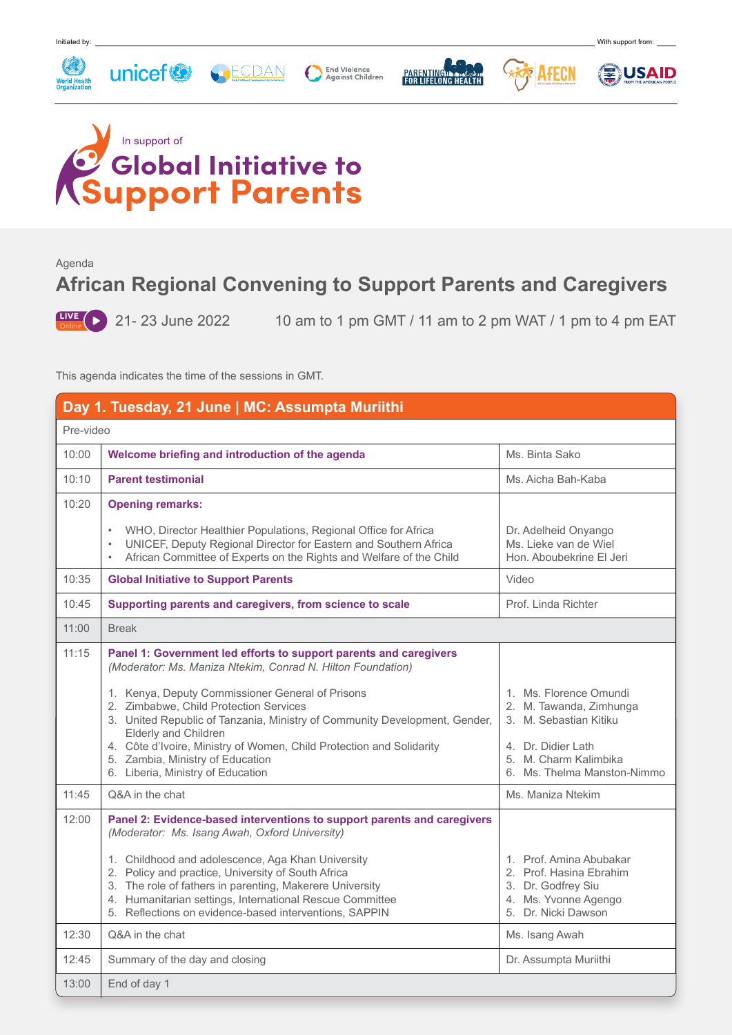Initiated by: World Health Organization, unicef, ECDAN, End Violence Against Children, Parenting for Lifelong Health, AfECN

With support from: USAID

In support of

# Global Initiative to Support Parents

Agenda

## African Regional Convening to Support Parents and Caregivers

LIVE Online 21- 23 June 2022 10 am to 1 pm GMT / 11 am to 2 pm WAT / 1 pm to 4 pm EAT

This agenda indicates the time of the sessions in GMT.

| **Day 1. Tuesday, 21 June \| MC: Assumpta Muriithi** | | |
|---|---|---|
| Pre-video | | |
| 10:00 | **Welcome briefing and introduction of the agenda** | Ms. Binta Sako |
| 10:10 | **Parent testimonial** | Ms. Aicha Bah-Kaba |
| 10:20 | **Opening remarks:**<br>• WHO, Director Healthier Populations, Regional Office for Africa<br>• UNICEF, Deputy Regional Director for Eastern and Southern Africa<br>• African Committee of Experts on the Rights and Welfare of the Child | Dr. Adelheid Onyango<br>Ms. Lieke van de Wiel<br>Hon. Aboubekrine El Jeri |
| 10:35 | **Global Initiative to Support Parents** | Video |
| 10:45 | **Supporting parents and caregivers, from science to scale** | Prof. Linda Richter |
| 11:00 | Break | |
| 11:15 | **Panel 1: Government led efforts to support parents and caregivers**<br>*(Moderator: Ms. Maniza Ntekim, Conrad N. Hilton Foundation)*<br>1. Kenya, Deputy Commissioner General of Prisons<br>2. Zimbabwe, Child Protection Services<br>3. United Republic of Tanzania, Ministry of Community Development, Gender, Elderly and Children<br>4. Côte d'Ivoire, Ministry of Women, Child Protection and Solidarity<br>5. Zambia, Ministry of Education<br>6. Liberia, Ministry of Education | 1. Ms. Florence Omundi<br>2. M. Tawanda, Zimhunga<br>3. M. Sebastian Kitiku<br>4. Dr. Didier Lath<br>5. M. Charm Kalimbika<br>6. Ms. Thelma Manston-Nimmo |
| 11:45 | Q&A in the chat | Ms. Maniza Ntekim |
| 12:00 | **Panel 2: Evidence-based interventions to support parents and caregivers**<br>*(Moderator: Ms. Isang Awah, Oxford University)*<br>1. Childhood and adolescence, Aga Khan University<br>2. Policy and practice, University of South Africa<br>3. The role of fathers in parenting, Makerere University<br>4. Humanitarian settings, International Rescue Committee<br>5. Reflections on evidence-based interventions, SAPPIN | 1. Prof. Amina Abubakar<br>2. Prof. Hasina Ebrahim<br>3. Dr. Godfrey Siu<br>4. Ms. Yvonne Agengo<br>5. Dr. Nicki Dawson |
| 12:30 | Q&A in the chat | Ms. Isang Awah |
| 12:45 | Summary of the day and closing | Dr. Assumpta Muriithi |
| 13:00 | End of day 1 | |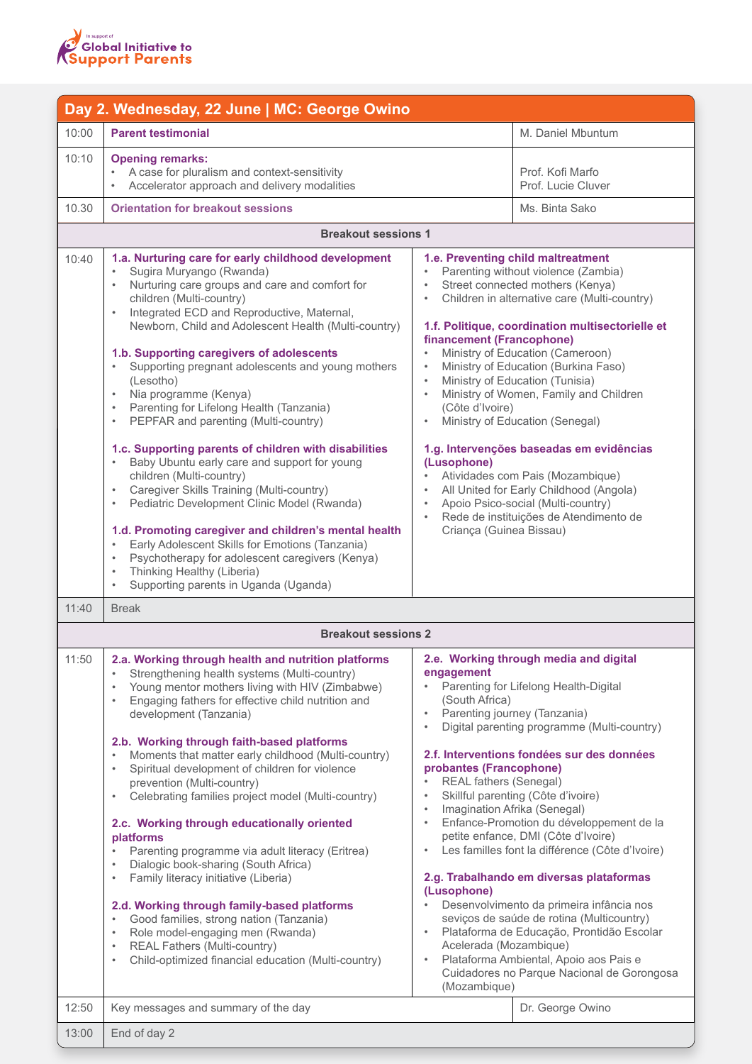## Day 2. Wednesday, 22 June | MC: George Owino

| Time | Session | Speaker |
|---|---|---|
| 10:00 | **Parent testimonial** | M. Daniel Mbuntum |
| 10:10 | **Opening remarks:**<br>• A case for pluralism and context-sensitivity<br>• Accelerator approach and delivery modalities | Prof. Kofi Marfo<br>Prof. Lucie Cluver |
| 10.30 | **Orientation for breakout sessions** | Ms. Binta Sako |

### Breakout sessions 1

**10:40**

**1.a. Nurturing care for early childhood development**
- Sugira Muryango (Rwanda)
- Nurturing care groups and care and comfort for children (Multi-country)
- Integrated ECD and Reproductive, Maternal, Newborn, Child and Adolescent Health (Multi-country)

**1.b. Supporting caregivers of adolescents**
- Supporting pregnant adolescents and young mothers (Lesotho)
- Nia programme (Kenya)
- Parenting for Lifelong Health (Tanzania)
- PEPFAR and parenting (Multi-country)

**1.c. Supporting parents of children with disabilities**
- Baby Ubuntu early care and support for young children (Multi-country)
- Caregiver Skills Training (Multi-country)
- Pediatric Development Clinic Model (Rwanda)

**1.d. Promoting caregiver and children's mental health**
- Early Adolescent Skills for Emotions (Tanzania)
- Psychotherapy for adolescent caregivers (Kenya)
- Thinking Healthy (Liberia)
- Supporting parents in Uganda (Uganda)

**1.e. Preventing child maltreatment**
- Parenting without violence (Zambia)
- Street connected mothers (Kenya)
- Children in alternative care (Multi-country)

**1.f. Politique, coordination multisectorielle et financement (Francophone)**
- Ministry of Education (Cameroon)
- Ministry of Education (Burkina Faso)
- Ministry of Education (Tunisia)
- Ministry of Women, Family and Children (Côte d'Ivoire)
- Ministry of Education (Senegal)

**1.g. Intervenções baseadas em evidências (Lusophone)**
- Atividades com Pais (Mozambique)
- All United for Early Childhood (Angola)
- Apoio Psico-social (Multi-country)
- Rede de instituições de Atendimento de Criança (Guinea Bissau)

**11:40** Break

### Breakout sessions 2

**11:50**

**2.a. Working through health and nutrition platforms**
- Strengthening health systems (Multi-country)
- Young mentor mothers living with HIV (Zimbabwe)
- Engaging fathers for effective child nutrition and development (Tanzania)

**2.b. Working through faith-based platforms**
- Moments that matter early childhood (Multi-country)
- Spiritual development of children for violence prevention (Multi-country)
- Celebrating families project model (Multi-country)

**2.c. Working through educationally oriented platforms**
- Parenting programme via adult literacy (Eritrea)
- Dialogic book-sharing (South Africa)
- Family literacy initiative (Liberia)

**2.d. Working through family-based platforms**
- Good families, strong nation (Tanzania)
- Role model-engaging men (Rwanda)
- REAL Fathers (Multi-country)
- Child-optimized financial education (Multi-country)

**2.e. Working through media and digital engagement**
- Parenting for Lifelong Health-Digital (South Africa)
- Parenting journey (Tanzania)
- Digital parenting programme (Multi-country)

**2.f. Interventions fondées sur des données probantes (Francophone)**
- REAL fathers (Senegal)
- Skillful parenting (Côte d'ivoire)
- Imagination Afrika (Senegal)
- Enfance-Promotion du développement de la petite enfance, DMI (Côte d'Ivoire)
- Les familles font la différence (Côte d'Ivoire)

**2.g. Trabalhando em diversas plataformas (Lusophone)**
- Desenvolvimento da primeira infância nos seviços de saúde de rotina (Multicountry)
- Plataforma de Educação, Prontidão Escolar Acelerada (Mozambique)
- Plataforma Ambiental, Apoio aos Pais e Cuidadores no Parque Nacional de Gorongosa (Mozambique)

| Time | Session | Speaker |
|---|---|---|
| 12:50 | Key messages and summary of the day | Dr. George Owino |
| 13:00 | End of day 2 | |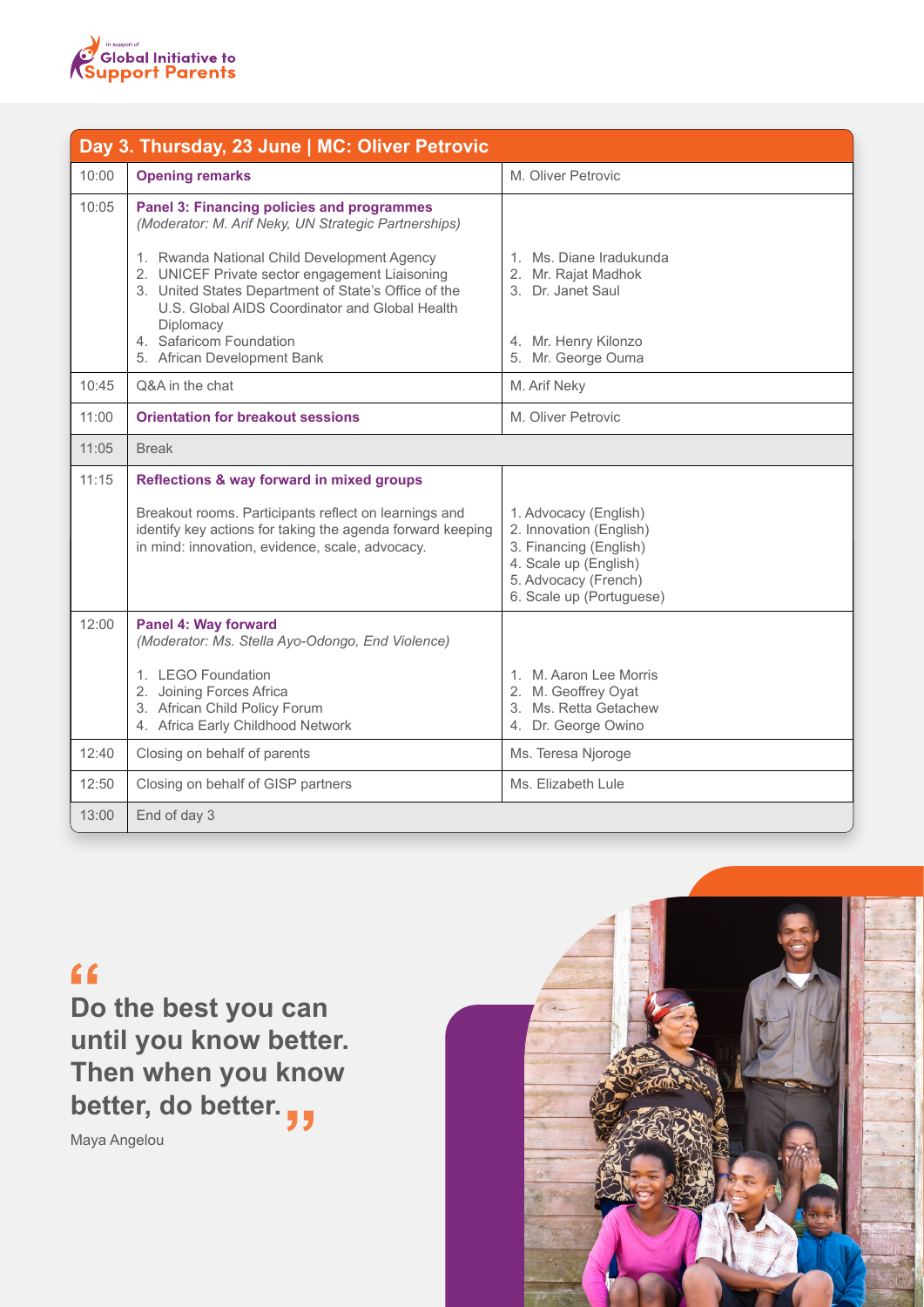## Day 3. Thursday, 23 June | MC: Oliver Petrovic

| | | |
|---|---|---|
| 10:00 | **Opening remarks** | M. Oliver Petrovic |
| 10:05 | **Panel 3: Financing policies and programmes**<br>*(Moderator: M. Arif Neky, UN Strategic Partnerships)*<br><br>1. Rwanda National Child Development Agency<br>2. UNICEF Private sector engagement Liaisoning<br>3. United States Department of State's Office of the U.S. Global AIDS Coordinator and Global Health Diplomacy<br>4. Safaricom Foundation<br>5. African Development Bank | 1. Ms. Diane Iradukunda<br>2. Mr. Rajat Madhok<br>3. Dr. Janet Saul<br>4. Mr. Henry Kilonzo<br>5. Mr. George Ouma |
| 10:45 | Q&A in the chat | M. Arif Neky |
| 11:00 | **Orientation for breakout sessions** | M. Oliver Petrovic |
| 11:05 | Break | |
| 11:15 | **Reflections & way forward in mixed groups**<br><br>Breakout rooms. Participants reflect on learnings and identify key actions for taking the agenda forward keeping in mind: innovation, evidence, scale, advocacy. | 1. Advocacy (English)<br>2. Innovation (English)<br>3. Financing (English)<br>4. Scale up (English)<br>5. Advocacy (French)<br>6. Scale up (Portuguese) |
| 12:00 | **Panel 4: Way forward**<br>*(Moderator: Ms. Stella Ayo-Odongo, End Violence)*<br><br>1. LEGO Foundation<br>2. Joining Forces Africa<br>3. African Child Policy Forum<br>4. Africa Early Childhood Network | 1. M. Aaron Lee Morris<br>2. M. Geoffrey Oyat<br>3. Ms. Retta Getachew<br>4. Dr. George Owino |
| 12:40 | Closing on behalf of parents | Ms. Teresa Njoroge |
| 12:50 | Closing on behalf of GISP partners | Ms. Elizabeth Lule |
| 13:00 | End of day 3 | |

**"Do the best you can until you know better. Then when you know better, do better."**

Maya Angelou